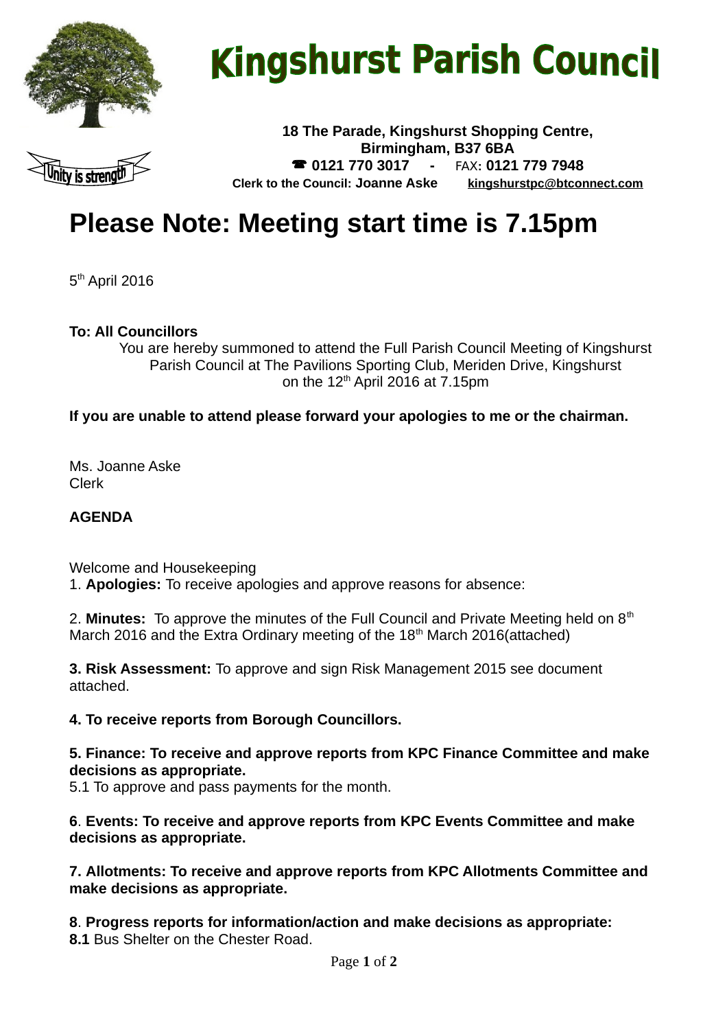# Kingshurst Parish Council

Unity is strength

**18 The Parade, Kingshurst Shopping Centre,**
**Birmingham, B37 6BA**
☎ **0121 770 3017 -** FAX**: 0121 779 7948**
**Clerk to the Council: Joanne Aske** **kingshurstpc@btconnect.com**

# Please Note: Meeting start time is 7.15pm

5th April 2016

**To: All Councillors**

You are hereby summoned to attend the Full Parish Council Meeting of Kingshurst Parish Council at The Pavilions Sporting Club, Meriden Drive, Kingshurst on the 12th April 2016 at 7.15pm

**If you are unable to attend please forward your apologies to me or the chairman.**

Ms. Joanne Aske
Clerk

**AGENDA**

Welcome and Housekeeping

1. **Apologies:** To receive apologies and approve reasons for absence:

2. **Minutes:** To approve the minutes of the Full Council and Private Meeting held on 8th March 2016 and the Extra Ordinary meeting of the 18th March 2016(attached)

**3. Risk Assessment:** To approve and sign Risk Management 2015 see document attached.

**4. To receive reports from Borough Councillors.**

**5. Finance: To receive and approve reports from KPC Finance Committee and make decisions as appropriate.**
5.1 To approve and pass payments for the month.

**6**. **Events: To receive and approve reports from KPC Events Committee and make decisions as appropriate.**

**7. Allotments: To receive and approve reports from KPC Allotments Committee and make decisions as appropriate.**

**8**. **Progress reports for information/action and make decisions as appropriate:**
**8.1** Bus Shelter on the Chester Road.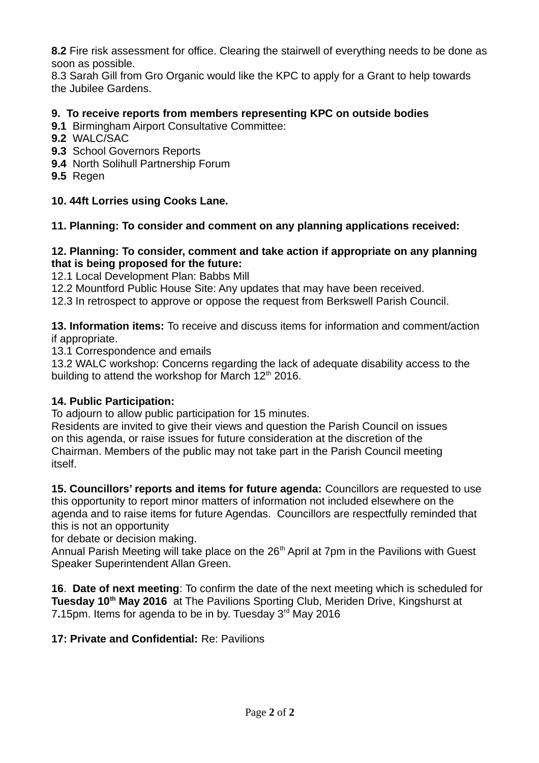**8.2** Fire risk assessment for office. Clearing the stairwell of everything needs to be done as soon as possible.
8.3 Sarah Gill from Gro Organic would like the KPC to apply for a Grant to help towards the Jubilee Gardens.

**9. To receive reports from members representing KPC on outside bodies**
**9.1** Birmingham Airport Consultative Committee:
**9.2** WALC/SAC
**9.3** School Governors Reports
**9.4** North Solihull Partnership Forum
**9.5** Regen

**10. 44ft Lorries using Cooks Lane.**

**11. Planning: To consider and comment on any planning applications received:**

**12. Planning: To consider, comment and take action if appropriate on any planning that is being proposed for the future:**
12.1 Local Development Plan: Babbs Mill
12.2 Mountford Public House Site: Any updates that may have been received.
12.3 In retrospect to approve or oppose the request from Berkswell Parish Council.

**13. Information items:** To receive and discuss items for information and comment/action if appropriate.
13.1 Correspondence and emails
13.2 WALC workshop: Concerns regarding the lack of adequate disability access to the building to attend the workshop for March 12th 2016.

**14. Public Participation:**
To adjourn to allow public participation for 15 minutes.
Residents are invited to give their views and question the Parish Council on issues on this agenda, or raise issues for future consideration at the discretion of the Chairman. Members of the public may not take part in the Parish Council meeting itself.

**15. Councillors' reports and items for future agenda:** Councillors are requested to use this opportunity to report minor matters of information not included elsewhere on the agenda and to raise items for future Agendas. Councillors are respectfully reminded that this is not an opportunity
for debate or decision making.
Annual Parish Meeting will take place on the 26th April at 7pm in the Pavilions with Guest Speaker Superintendent Allan Green.

**16**. **Date of next meeting**: To confirm the date of the next meeting which is scheduled for **Tuesday 10th May 2016** at The Pavilions Sporting Club, Meriden Drive, Kingshurst at 7.15pm. Items for agenda to be in by. Tuesday 3rd May 2016

**17: Private and Confidential:** Re: Pavilions